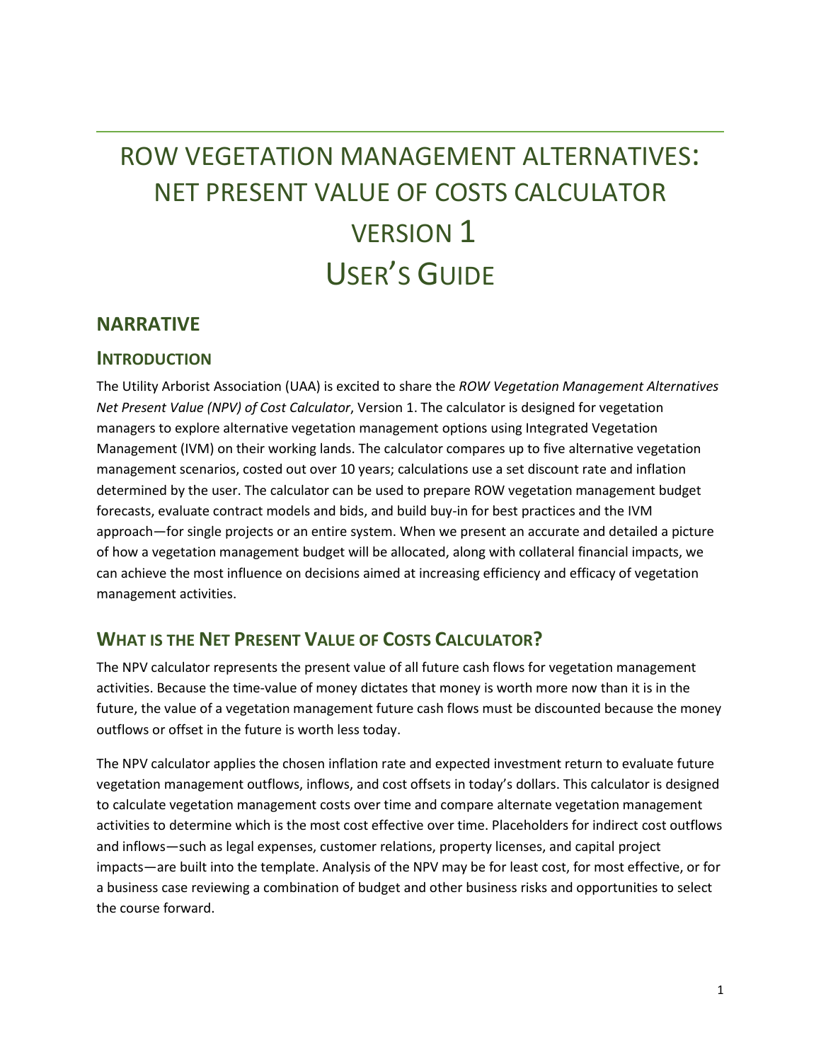# ROW VEGETATION MANAGEMENT ALTERNATIVES: NET PRESENT VALUE OF COSTS CALCULATOR VERSION 1 USER'S GUIDE

## NARRATIVE

### INTRODUCTION

The Utility Arborist Association (UAA) is excited to share the *ROW Vegetation Management Alternatives Net Present Value (NPV) of Cost Calculator*, Version 1. The calculator is designed for vegetation managers to explore alternative vegetation management options using Integrated Vegetation Management (IVM) on their working lands. The calculator compares up to five alternative vegetation management scenarios, costed out over 10 years; calculations use a set discount rate and inflation determined by the user. The calculator can be used to prepare ROW vegetation management budget forecasts, evaluate contract models and bids, and build buy-in for best practices and the IVM approach—for single projects or an entire system. When we present an accurate and detailed a picture of how a vegetation management budget will be allocated, along with collateral financial impacts, we can achieve the most influence on decisions aimed at increasing efficiency and efficacy of vegetation management activities.

### WHAT IS THE NET PRESENT VALUE OF COSTS CALCULATOR?

The NPV calculator represents the present value of all future cash flows for vegetation management activities. Because the time-value of money dictates that money is worth more now than it is in the future, the value of a vegetation management future cash flows must be discounted because the money outflows or offset in the future is worth less today.

The NPV calculator applies the chosen inflation rate and expected investment return to evaluate future vegetation management outflows, inflows, and cost offsets in today's dollars. This calculator is designed to calculate vegetation management costs over time and compare alternate vegetation management activities to determine which is the most cost effective over time. Placeholders for indirect cost outflows and inflows—such as legal expenses, customer relations, property licenses, and capital project impacts—are built into the template. Analysis of the NPV may be for least cost, for most effective, or for a business case reviewing a combination of budget and other business risks and opportunities to select the course forward.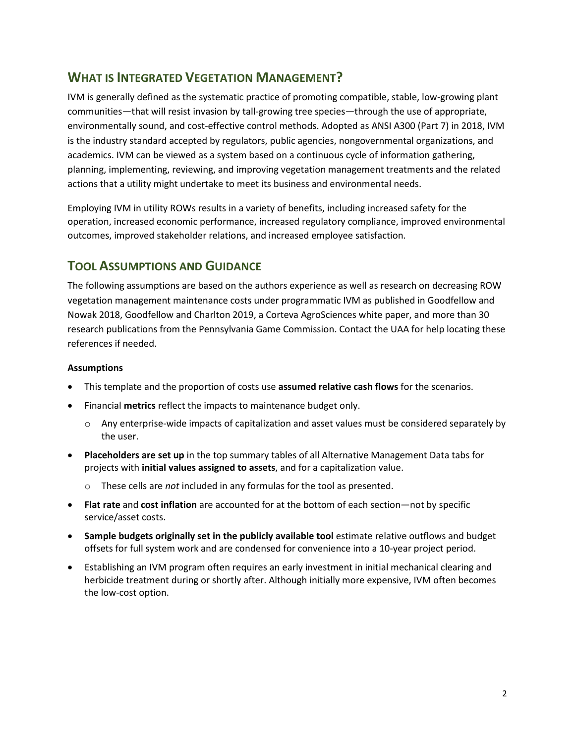## WHAT IS INTEGRATED VEGETATION MANAGEMENT?

IVM is generally defined as the systematic practice of promoting compatible, stable, low-growing plant communities—that will resist invasion by tall-growing tree species—through the use of appropriate, environmentally sound, and cost-effective control methods. Adopted as ANSI A300 (Part 7) in 2018, IVM is the industry standard accepted by regulators, public agencies, nongovernmental organizations, and academics. IVM can be viewed as a system based on a continuous cycle of information gathering, planning, implementing, reviewing, and improving vegetation management treatments and the related actions that a utility might undertake to meet its business and environmental needs.

Employing IVM in utility ROWs results in a variety of benefits, including increased safety for the operation, increased economic performance, increased regulatory compliance, improved environmental outcomes, improved stakeholder relations, and increased employee satisfaction.

## TOOL ASSUMPTIONS AND GUIDANCE

The following assumptions are based on the authors experience as well as research on decreasing ROW vegetation management maintenance costs under programmatic IVM as published in Goodfellow and Nowak 2018, Goodfellow and Charlton 2019, a Corteva AgroSciences white paper, and more than 30 research publications from the Pennsylvania Game Commission. Contact the UAA for help locating these references if needed.

**Assumptions**

- This template and the proportion of costs use **assumed relative cash flows** for the scenarios.
- Financial **metrics** reflect the impacts to maintenance budget only.
  - Any enterprise-wide impacts of capitalization and asset values must be considered separately by the user.
- **Placeholders are set up** in the top summary tables of all Alternative Management Data tabs for projects with **initial values assigned to assets**, and for a capitalization value.
  - These cells are *not* included in any formulas for the tool as presented.
- **Flat rate** and **cost inflation** are accounted for at the bottom of each section—not by specific service/asset costs.
- **Sample budgets originally set in the publicly available tool** estimate relative outflows and budget offsets for full system work and are condensed for convenience into a 10-year project period.
- Establishing an IVM program often requires an early investment in initial mechanical clearing and herbicide treatment during or shortly after. Although initially more expensive, IVM often becomes the low-cost option.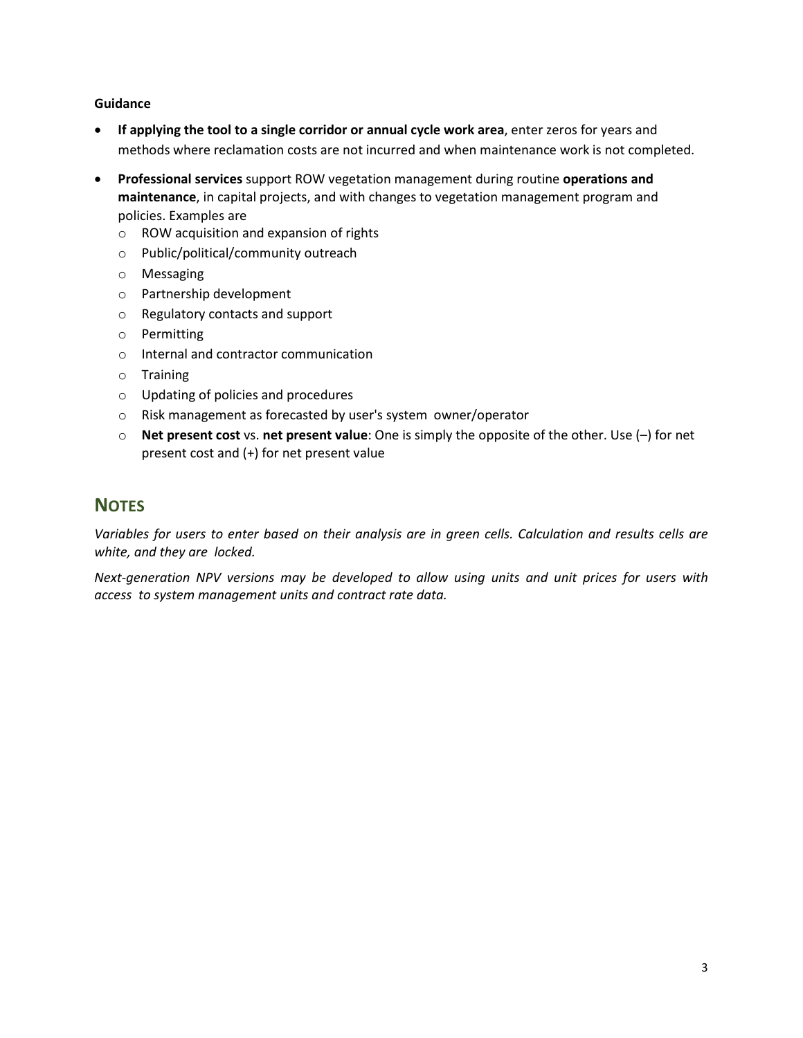**Guidance**

- **If applying the tool to a single corridor or annual cycle work area**, enter zeros for years and methods where reclamation costs are not incurred and when maintenance work is not completed.
- **Professional services** support ROW vegetation management during routine **operations and maintenance**, in capital projects, and with changes to vegetation management program and policies. Examples are
  - ROW acquisition and expansion of rights
  - Public/political/community outreach
  - Messaging
  - Partnership development
  - Regulatory contacts and support
  - Permitting
  - Internal and contractor communication
  - Training
  - Updating of policies and procedures
  - Risk management as forecasted by user's system owner/operator
  - **Net present cost** vs. **net present value**: One is simply the opposite of the other. Use (–) for net present cost and (+) for net present value

## NOTES

*Variables for users to enter based on their analysis are in green cells. Calculation and results cells are white, and they are locked.*

*Next-generation NPV versions may be developed to allow using units and unit prices for users with access to system management units and contract rate data.*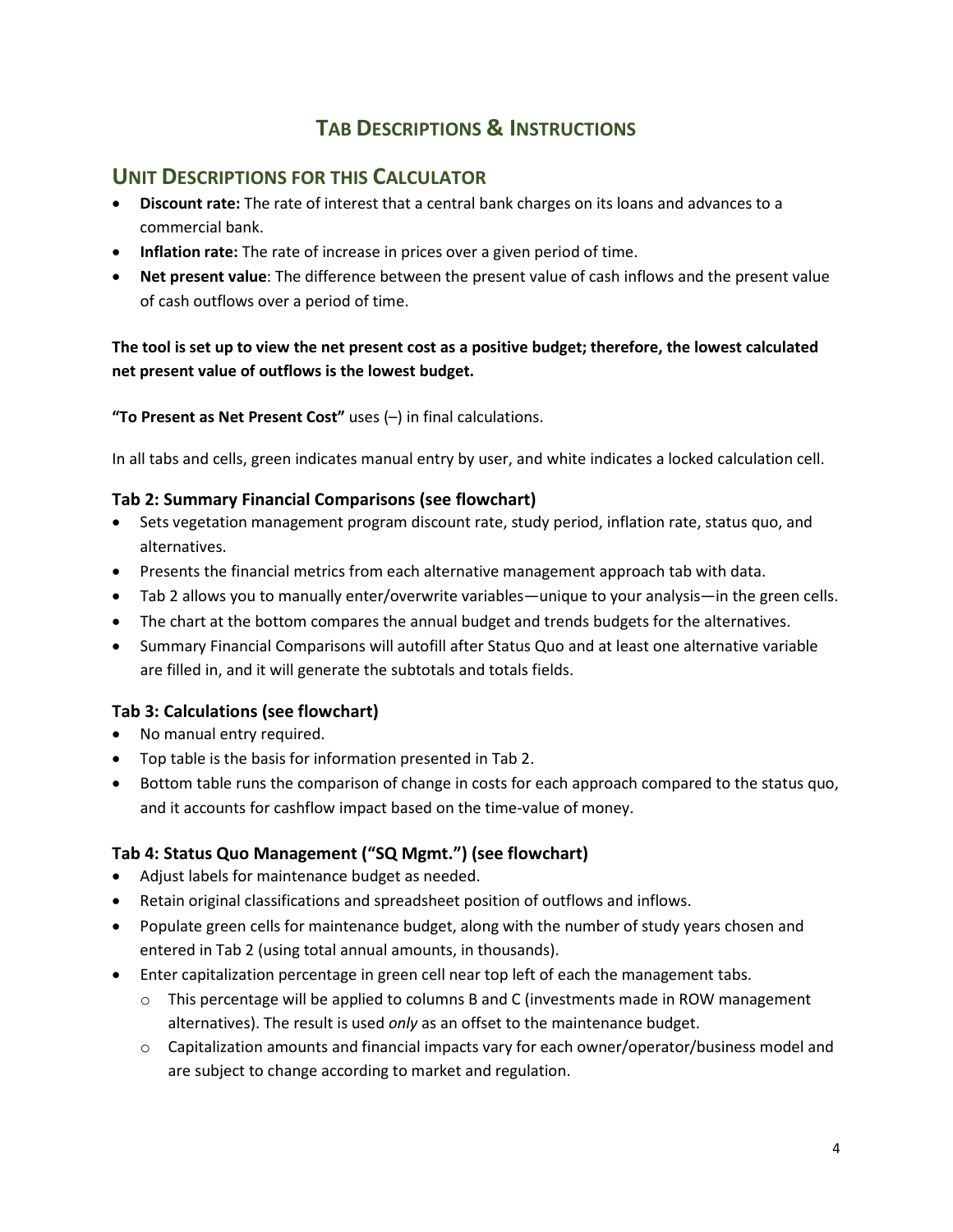# Tab Descriptions & Instructions

## Unit Descriptions for this Calculator

- **Discount rate:** The rate of interest that a central bank charges on its loans and advances to a commercial bank.
- **Inflation rate:** The rate of increase in prices over a given period of time.
- **Net present value**: The difference between the present value of cash inflows and the present value of cash outflows over a period of time.

**The tool is set up to view the net present cost as a positive budget; therefore, the lowest calculated net present value of outflows is the lowest budget.**

**"To Present as Net Present Cost"** uses (–) in final calculations.

In all tabs and cells, green indicates manual entry by user, and white indicates a locked calculation cell.

### Tab 2: Summary Financial Comparisons (see flowchart)

- Sets vegetation management program discount rate, study period, inflation rate, status quo, and alternatives.
- Presents the financial metrics from each alternative management approach tab with data.
- Tab 2 allows you to manually enter/overwrite variables—unique to your analysis—in the green cells.
- The chart at the bottom compares the annual budget and trends budgets for the alternatives.
- Summary Financial Comparisons will autofill after Status Quo and at least one alternative variable are filled in, and it will generate the subtotals and totals fields.

### Tab 3: Calculations (see flowchart)

- No manual entry required.
- Top table is the basis for information presented in Tab 2.
- Bottom table runs the comparison of change in costs for each approach compared to the status quo, and it accounts for cashflow impact based on the time-value of money.

### Tab 4: Status Quo Management ("SQ Mgmt.") (see flowchart)

- Adjust labels for maintenance budget as needed.
- Retain original classifications and spreadsheet position of outflows and inflows.
- Populate green cells for maintenance budget, along with the number of study years chosen and entered in Tab 2 (using total annual amounts, in thousands).
- Enter capitalization percentage in green cell near top left of each the management tabs.
  - This percentage will be applied to columns B and C (investments made in ROW management alternatives). The result is used *only* as an offset to the maintenance budget.
  - Capitalization amounts and financial impacts vary for each owner/operator/business model and are subject to change according to market and regulation.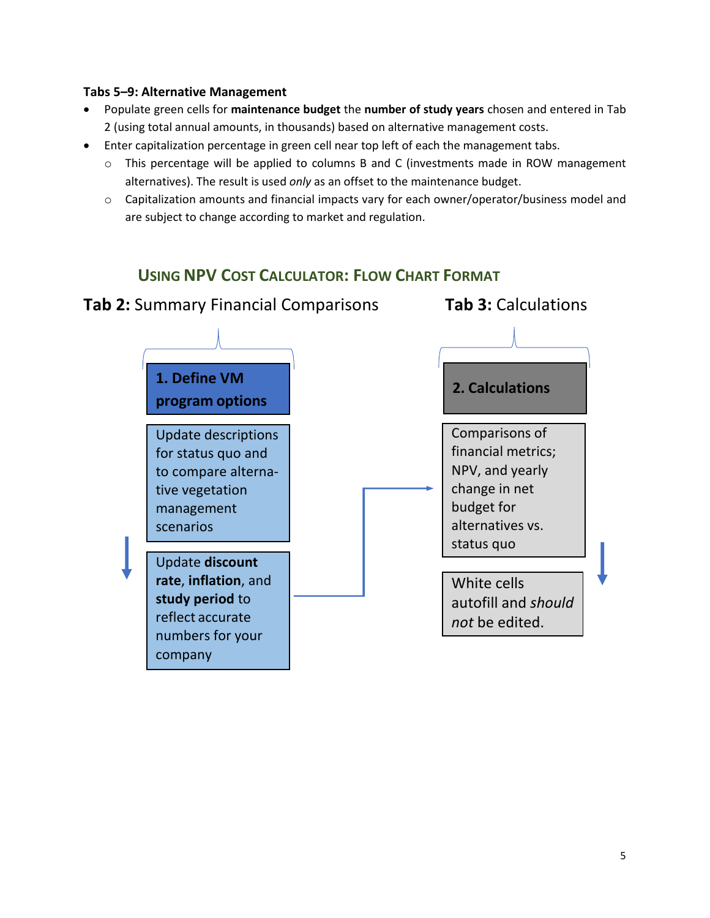**Tabs 5–9: Alternative Management**

- Populate green cells for **maintenance budget** the **number of study years** chosen and entered in Tab 2 (using total annual amounts, in thousands) based on alternative management costs.
- Enter capitalization percentage in green cell near top left of each the management tabs.
  - This percentage will be applied to columns B and C (investments made in ROW management alternatives). The result is used *only* as an offset to the maintenance budget.
  - Capitalization amounts and financial impacts vary for each owner/operator/business model and are subject to change according to market and regulation.

## Using NPV Cost Calculator: Flow Chart Format

**Tab 2:** Summary Financial Comparisons

**1. Define VM program options**

Update descriptions for status quo and to compare alternative vegetation management scenarios

Update **discount rate**, **inflation**, and **study period** to reflect accurate numbers for your company

**Tab 3:** Calculations

**2. Calculations**

Comparisons of financial metrics; NPV, and yearly change in net budget for alternatives vs. status quo

White cells autofill and *should not* be edited.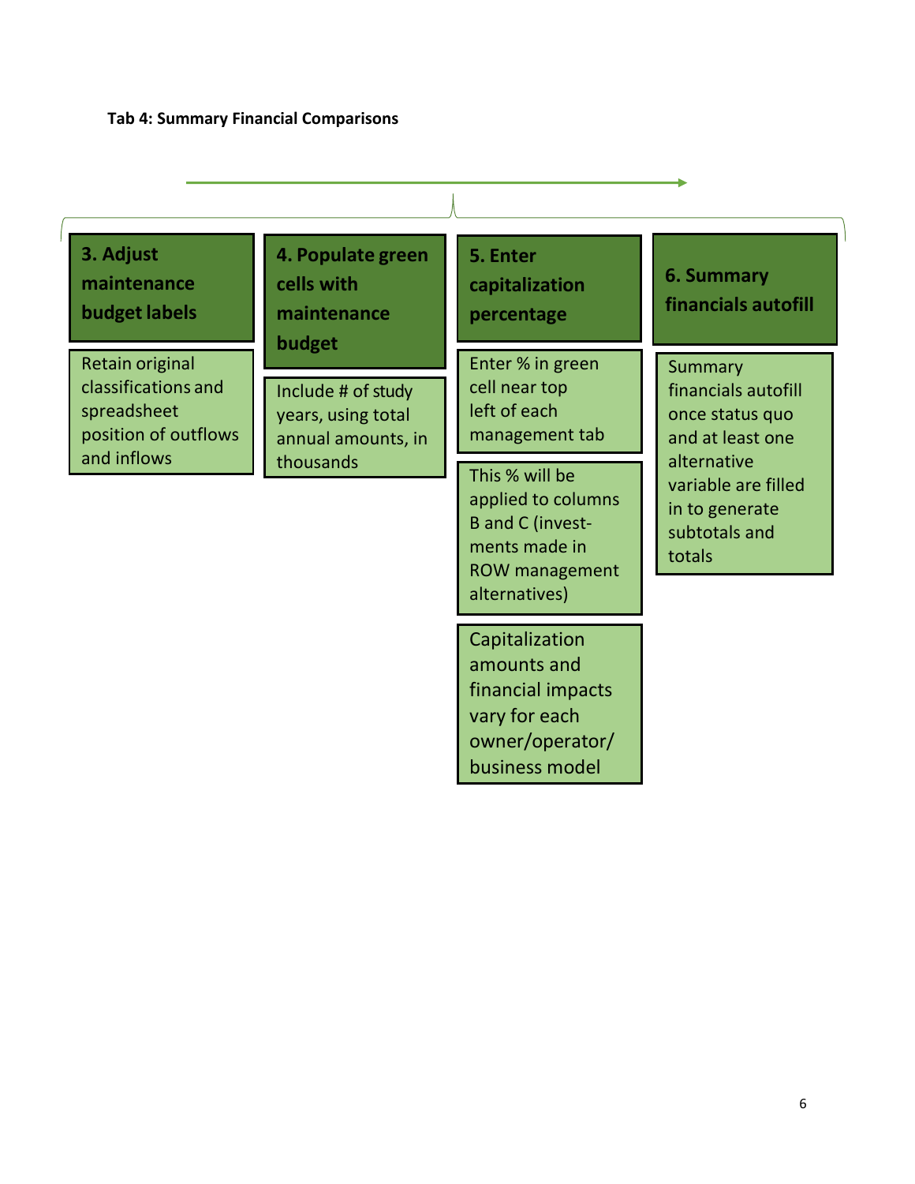**Tab 4: Summary Financial Comparisons**

**3. Adjust maintenance budget labels**

Retain original classifications and spreadsheet position of outflows and inflows

**4. Populate green cells with maintenance budget**

Include # of study years, using total annual amounts, in thousands

**5. Enter capitalization percentage**

Enter % in green cell near top left of each management tab

This % will be applied to columns B and C (invest-ments made in ROW management alternatives)

Capitalization amounts and financial impacts vary for each owner/operator/ business model

**6. Summary financials autofill**

Summary financials autofill once status quo and at least one alternative variable are filled in to generate subtotals and totals